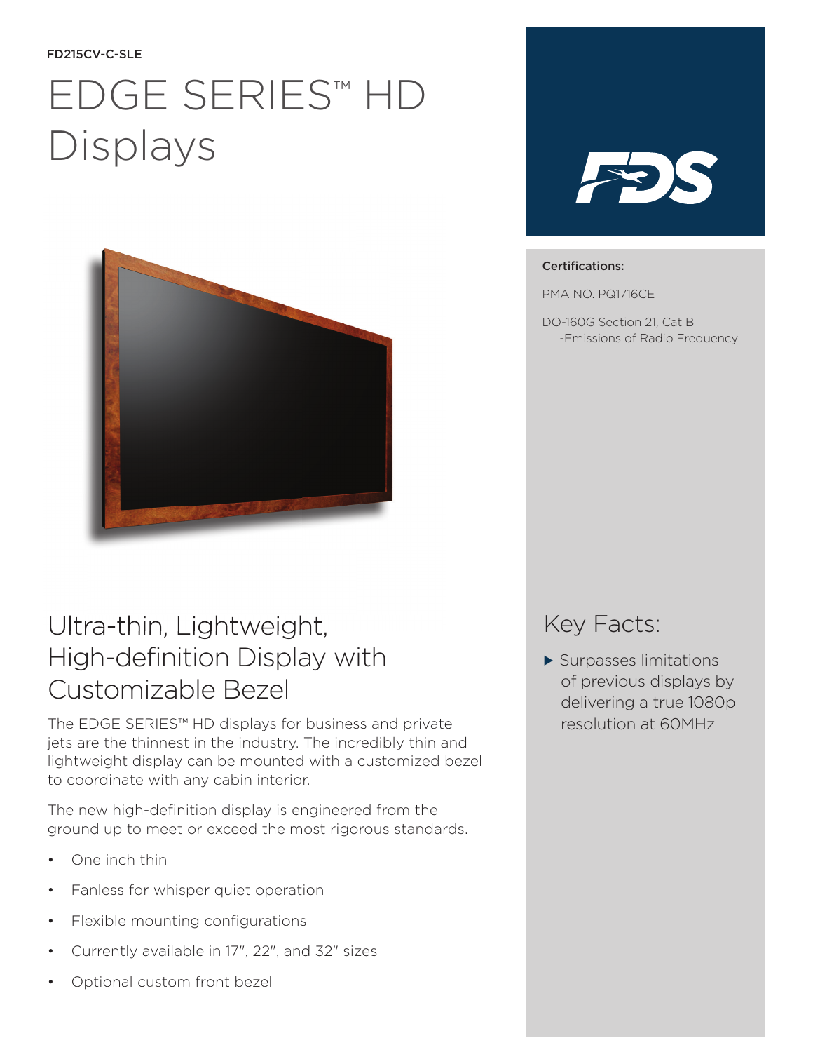FD215CV-C-SLE

# EDGE SERIES™ HD Displays

## Ultra-thin, Lightweight, High-definition Display with Customizable Bezel

The EDGE SERIES™ HD displays for business and private jets are the thinnest in the industry. The incredibly thin and lightweight display can be mounted with a customized bezel to coordinate with any cabin interior.

The new high-definition display is engineered from the ground up to meet or exceed the most rigorous standards.

- One inch thin
- Fanless for whisper quiet operation
- Flexible mounting configurations
- Currently available in 17", 22", and 32" sizes
- Optional custom front bezel

**Certifications:**

PMA NO. PQ1716CE

DO-160G Section 21, Cat B
-Emissions of Radio Frequency

## Key Facts:

- Surpasses limitations of previous displays by delivering a true 1080p resolution at 60MHz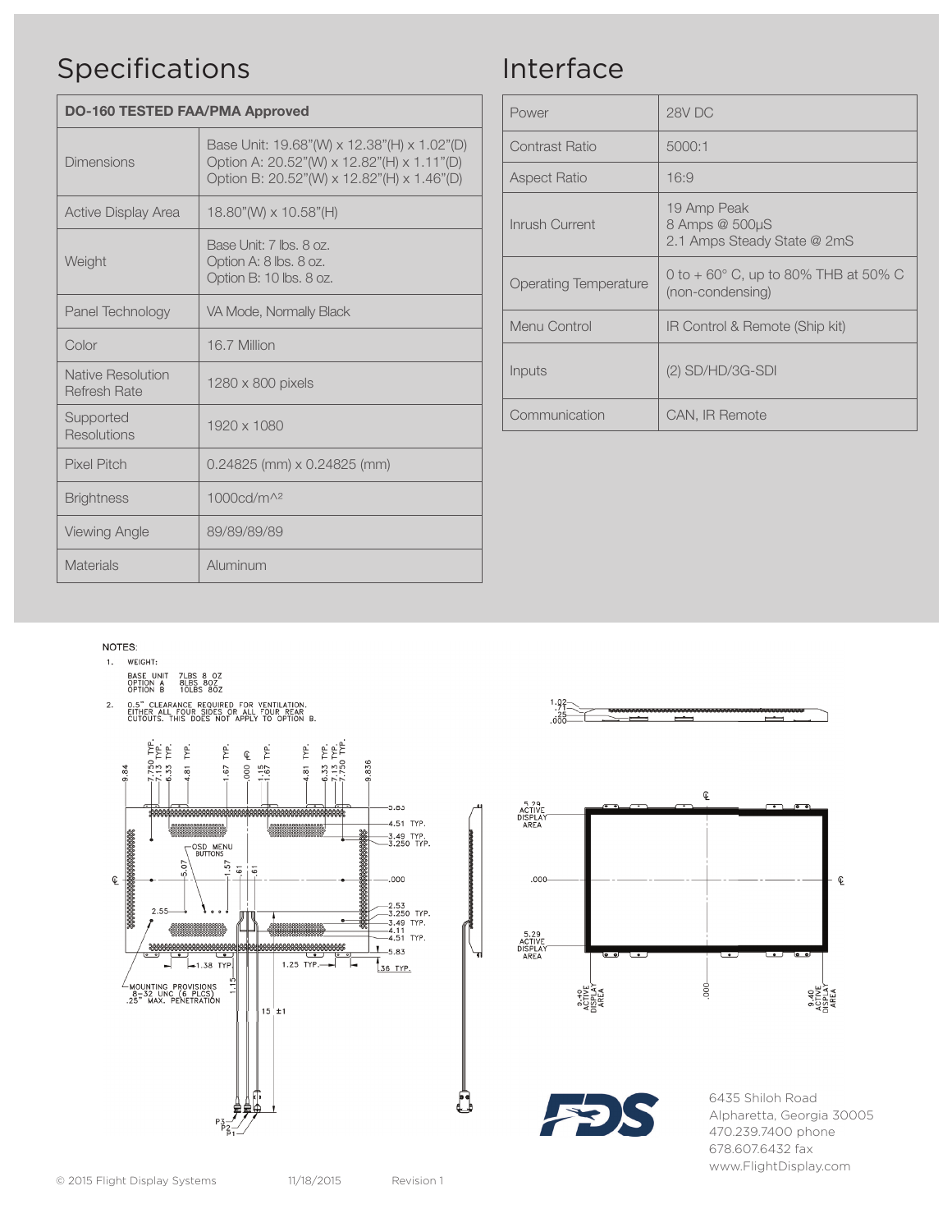## Specifications

| DO-160 TESTED FAA/PMA Approved | |
|---|---|
| Dimensions | Base Unit: 19.68"(W) x 12.38"(H) x 1.02"(D)<br>Option A: 20.52"(W) x 12.82"(H) x 1.11"(D)<br>Option B: 20.52"(W) x 12.82"(H) x 1.46"(D) |
| Active Display Area | 18.80"(W) x 10.58"(H) |
| Weight | Base Unit: 7 lbs. 8 oz.<br>Option A: 8 lbs. 8 oz.<br>Option B: 10 lbs. 8 oz. |
| Panel Technology | VA Mode, Normally Black |
| Color | 16.7 Million |
| Native Resolution Refresh Rate | 1280 x 800 pixels |
| Supported Resolutions | 1920 x 1080 |
| Pixel Pitch | 0.24825 (mm) x 0.24825 (mm) |
| Brightness | 1000cd/m^2 |
| Viewing Angle | 89/89/89/89 |
| Materials | Aluminum |

## Interface

| | |
|---|---|
| Power | 28V DC |
| Contrast Ratio | 5000:1 |
| Aspect Ratio | 16:9 |
| Inrush Current | 19 Amp Peak<br>8 Amps @ 500µS<br>2.1 Amps Steady State @ 2mS |
| Operating Temperature | 0 to + 60° C, up to 80% THB at 50% C (non-condensing) |
| Menu Control | IR Control & Remote (Ship kit) |
| Inputs | (2) SD/HD/3G-SDI |
| Communication | CAN, IR Remote |

NOTES:

1. WEIGHT:
   BASE UNIT 7LBS 8 OZ
   OPTION A 8LBS 8OZ
   OPTION B 10LBS 8OZ
2. 0.5" CLEARANCE REQUIRED FOR VENTILATION. EITHER ALL FOUR SIDES OR ALL FOUR REAR CUTOUTS. THIS DOES NOT APPLY TO OPTION B.

9.84
7.750 TYP.
7.13 TYP.
6.33 TYP.
4.81 TYP.
1.67 TYP.
.000 ℄
1.15
1.67 TYP.
4.81 TYP.
6.33 TYP.
7.13 TYP.
7.750 TYP.
9.836
5.83
4.51 TYP.
3.49 TYP.
3.250 TYP.
OSD MENU BUTTONS
5.07
1.57
.61
.61
.000
℄
2.55
2.53
3.250 TYP.
3.49 TYP.
4.11
4.51 TYP.
5.83
1.38 TYP
1.25 TYP.
.36 TYP.
MOUNTING PROVISIONS 8-32 UNC (6 PLCS) .25" MAX. PENETRATION
1.15
15 ±1
P3
P2
P1

1.02
.71
.25
.000

℄
5.29 ACTIVE DISPLAY AREA
.000
℄
5.29 ACTIVE DISPLAY AREA
9.40 ACTIVE DISPLAY AREA
.000
9.40 ACTIVE DISPLAY AREA

FDS

6435 Shiloh Road
Alpharetta, Georgia 30005
470.239.7400 phone
678.607.6432 fax
www.FlightDisplay.com

© 2015 Flight Display Systems 11/18/2015 Revision 1